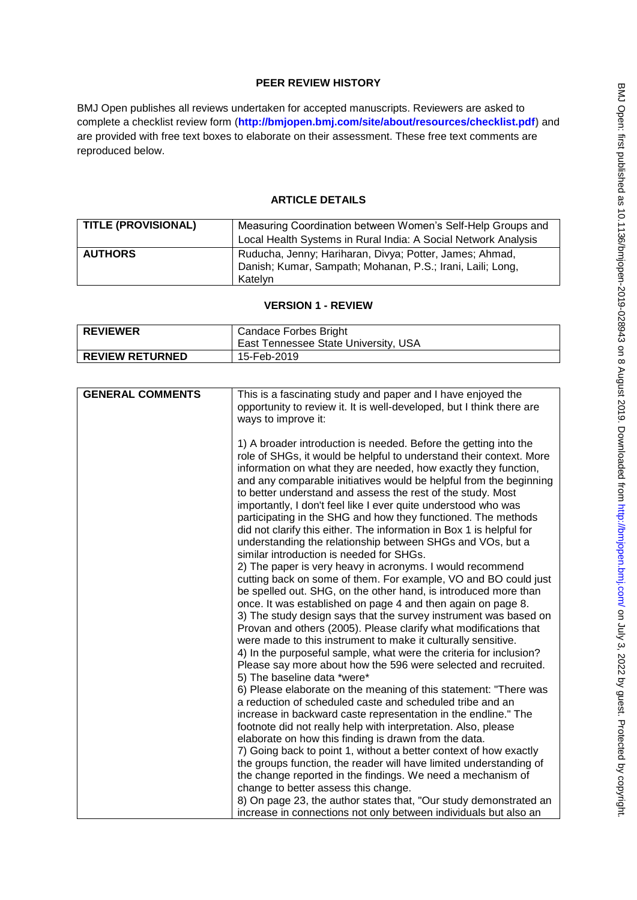# PEER REVIEW HISTORY

BMJ Open publishes all reviews undertaken for accepted manuscripts. Reviewers are asked to complete a checklist review form (**http://bmjopen.bmj.com/site/about/resources/checklist.pdf**) and are provided with free text boxes to elaborate on their assessment. These free text comments are reproduced below.

## ARTICLE DETAILS

| | |
|---|---|
| **TITLE (PROVISIONAL)** | Measuring Coordination between Women's Self-Help Groups and Local Health Systems in Rural India: A Social Network Analysis |
| **AUTHORS** | Ruducha, Jenny; Hariharan, Divya; Potter, James; Ahmad, Danish; Kumar, Sampath; Mohanan, P.S.; Irani, Laili; Long, Katelyn |

## VERSION 1 - REVIEW

| | |
|---|---|
| **REVIEWER** | Candace Forbes Bright<br>East Tennessee State University, USA |
| **REVIEW RETURNED** | 15-Feb-2019 |

| | |
|---|---|
| **GENERAL COMMENTS** | This is a fascinating study and paper and I have enjoyed the opportunity to review it. It is well-developed, but I think there are ways to improve it:<br><br>1) A broader introduction is needed. Before the getting into the role of SHGs, it would be helpful to understand their context. More information on what they are needed, how exactly they function, and any comparable initiatives would be helpful from the beginning to better understand and assess the rest of the study. Most importantly, I don't feel like I ever quite understood who was participating in the SHG and how they functioned. The methods did not clarify this either. The information in Box 1 is helpful for understanding the relationship between SHGs and VOs, but a similar introduction is needed for SHGs.<br>2) The paper is very heavy in acronyms. I would recommend cutting back on some of them. For example, VO and BO could just be spelled out. SHG, on the other hand, is introduced more than once. It was established on page 4 and then again on page 8.<br>3) The study design says that the survey instrument was based on Provan and others (2005). Please clarify what modifications that were made to this instrument to make it culturally sensitive.<br>4) In the purposeful sample, what were the criteria for inclusion? Please say more about how the 596 were selected and recruited.<br>5) The baseline data *were*<br>6) Please elaborate on the meaning of this statement: "There was a reduction of scheduled caste and scheduled tribe and an increase in backward caste representation in the endline." The footnote did not really help with interpretation. Also, please elaborate on how this finding is drawn from the data.<br>7) Going back to point 1, without a better context of how exactly the groups function, the reader will have limited understanding of the change reported in the findings. We need a mechanism of change to better assess this change.<br>8) On page 23, the author states that, "Our study demonstrated an increase in connections not only between individuals but also an |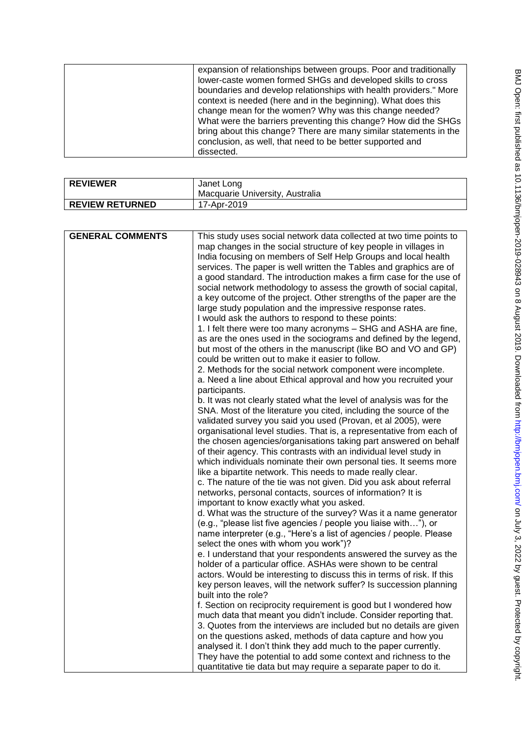| | |
|---|---|
| | expansion of relationships between groups. Poor and traditionally lower-caste women formed SHGs and developed skills to cross boundaries and develop relationships with health providers." More context is needed (here and in the beginning). What does this change mean for the women? Why was this change needed? What were the barriers preventing this change? How did the SHGs bring about this change? There are many similar statements in the conclusion, as well, that need to be better supported and dissected. |

| | |
|---|---|
| **REVIEWER** | Janet Long<br>Macquarie University, Australia |
| **REVIEW RETURNED** | 17-Apr-2019 |

| | |
|---|---|
| **GENERAL COMMENTS** | This study uses social network data collected at two time points to map changes in the social structure of key people in villages in India focusing on members of Self Help Groups and local health services. The paper is well written the Tables and graphics are of a good standard. The introduction makes a firm case for the use of social network methodology to assess the growth of social capital, a key outcome of the project. Other strengths of the paper are the large study population and the impressive response rates.<br>I would ask the authors to respond to these points:<br>1. I felt there were too many acronyms – SHG and ASHA are fine, as are the ones used in the sociograms and defined by the legend, but most of the others in the manuscript (like BO and VO and GP) could be written out to make it easier to follow.<br>2. Methods for the social network component were incomplete.<br>a. Need a line about Ethical approval and how you recruited your participants.<br>b. It was not clearly stated what the level of analysis was for the SNA. Most of the literature you cited, including the source of the validated survey you said you used (Provan, et al 2005), were organisational level studies. That is, a representative from each of the chosen agencies/organisations taking part answered on behalf of their agency. This contrasts with an individual level study in which individuals nominate their own personal ties. It seems more like a bipartite network. This needs to made really clear.<br>c. The nature of the tie was not given. Did you ask about referral networks, personal contacts, sources of information? It is important to know exactly what you asked.<br>d. What was the structure of the survey? Was it a name generator (e.g., "please list five agencies / people you liaise with…"), or name interpreter (e.g., "Here's a list of agencies / people. Please select the ones with whom you work")?<br>e. I understand that your respondents answered the survey as the holder of a particular office. ASHAs were shown to be central actors. Would be interesting to discuss this in terms of risk. If this key person leaves, will the network suffer? Is succession planning built into the role?<br>f. Section on reciprocity requirement is good but I wondered how much data that meant you didn't include. Consider reporting that.<br>3. Quotes from the interviews are included but no details are given on the questions asked, methods of data capture and how you analysed it. I don't think they add much to the paper currently. They have the potential to add some context and richness to the quantitative tie data but may require a separate paper to do it. |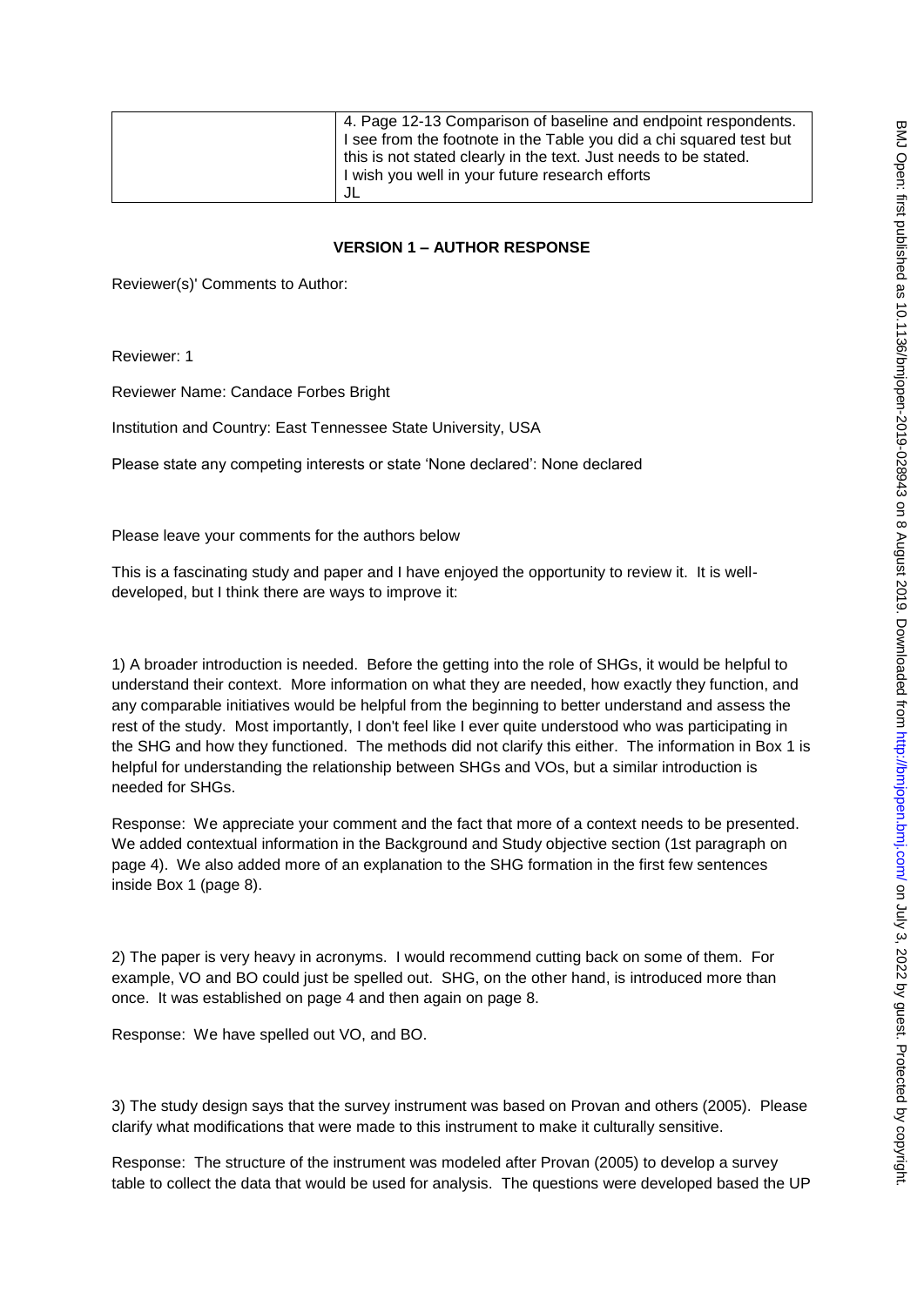| | 4. Page 12-13 Comparison of baseline and endpoint respondents. I see from the footnote in the Table you did a chi squared test but this is not stated clearly in the text. Just needs to be stated. I wish you well in your future research efforts JL |
|---|---|

## VERSION 1 – AUTHOR RESPONSE

Reviewer(s)' Comments to Author:

Reviewer: 1

Reviewer Name: Candace Forbes Bright

Institution and Country: East Tennessee State University, USA

Please state any competing interests or state 'None declared': None declared

Please leave your comments for the authors below

This is a fascinating study and paper and I have enjoyed the opportunity to review it. It is well-developed, but I think there are ways to improve it:

1) A broader introduction is needed. Before the getting into the role of SHGs, it would be helpful to understand their context. More information on what they are needed, how exactly they function, and any comparable initiatives would be helpful from the beginning to better understand and assess the rest of the study. Most importantly, I don't feel like I ever quite understood who was participating in the SHG and how they functioned. The methods did not clarify this either. The information in Box 1 is helpful for understanding the relationship between SHGs and VOs, but a similar introduction is needed for SHGs.

Response: We appreciate your comment and the fact that more of a context needs to be presented. We added contextual information in the Background and Study objective section (1st paragraph on page 4). We also added more of an explanation to the SHG formation in the first few sentences inside Box 1 (page 8).

2) The paper is very heavy in acronyms. I would recommend cutting back on some of them. For example, VO and BO could just be spelled out. SHG, on the other hand, is introduced more than once. It was established on page 4 and then again on page 8.

Response: We have spelled out VO, and BO.

3) The study design says that the survey instrument was based on Provan and others (2005). Please clarify what modifications that were made to this instrument to make it culturally sensitive.

Response: The structure of the instrument was modeled after Provan (2005) to develop a survey table to collect the data that would be used for analysis. The questions were developed based the UP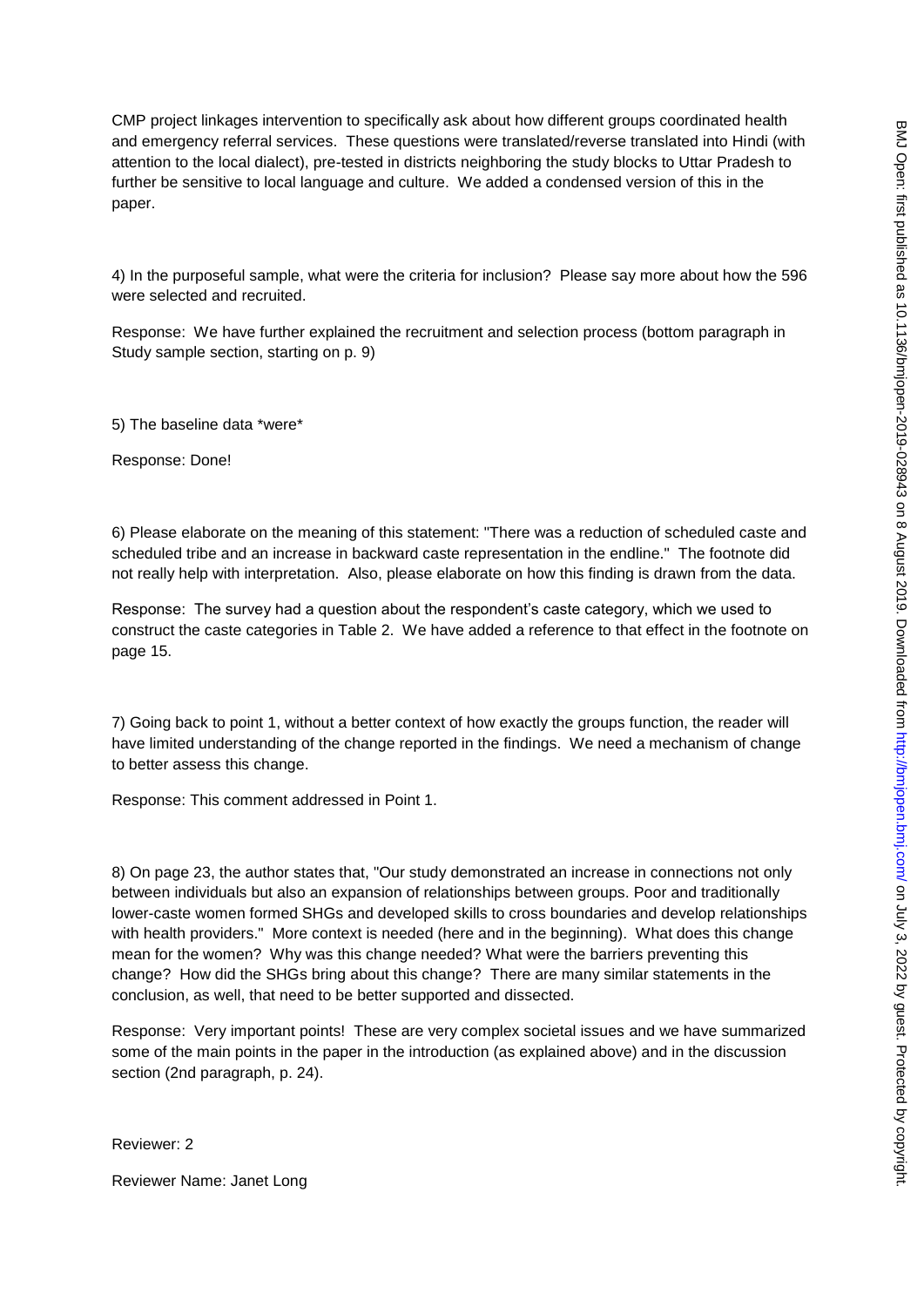CMP project linkages intervention to specifically ask about how different groups coordinated health and emergency referral services. These questions were translated/reverse translated into Hindi (with attention to the local dialect), pre-tested in districts neighboring the study blocks to Uttar Pradesh to further be sensitive to local language and culture. We added a condensed version of this in the paper.

4) In the purposeful sample, what were the criteria for inclusion? Please say more about how the 596 were selected and recruited.

Response: We have further explained the recruitment and selection process (bottom paragraph in Study sample section, starting on p. 9)

5) The baseline data *were*

Response: Done!

6) Please elaborate on the meaning of this statement: "There was a reduction of scheduled caste and scheduled tribe and an increase in backward caste representation in the endline." The footnote did not really help with interpretation. Also, please elaborate on how this finding is drawn from the data.

Response: The survey had a question about the respondent's caste category, which we used to construct the caste categories in Table 2. We have added a reference to that effect in the footnote on page 15.

7) Going back to point 1, without a better context of how exactly the groups function, the reader will have limited understanding of the change reported in the findings. We need a mechanism of change to better assess this change.

Response: This comment addressed in Point 1.

8) On page 23, the author states that, "Our study demonstrated an increase in connections not only between individuals but also an expansion of relationships between groups. Poor and traditionally lower-caste women formed SHGs and developed skills to cross boundaries and develop relationships with health providers." More context is needed (here and in the beginning). What does this change mean for the women? Why was this change needed? What were the barriers preventing this change? How did the SHGs bring about this change? There are many similar statements in the conclusion, as well, that need to be better supported and dissected.

Response: Very important points! These are very complex societal issues and we have summarized some of the main points in the paper in the introduction (as explained above) and in the discussion section (2nd paragraph, p. 24).

Reviewer: 2

Reviewer Name: Janet Long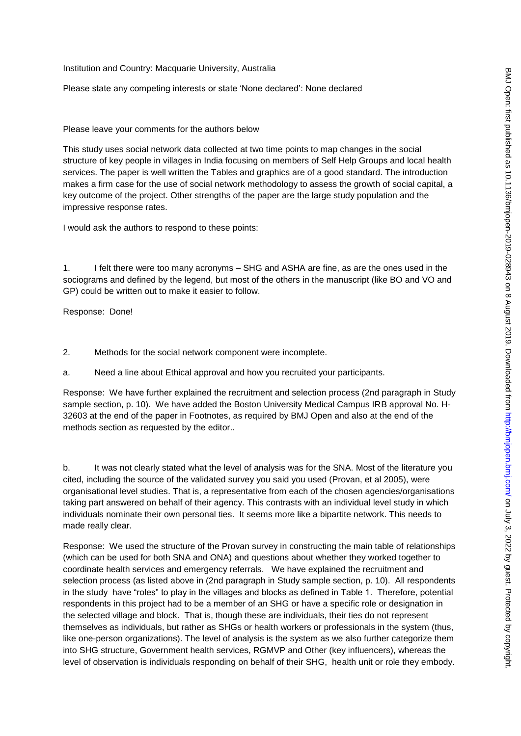Institution and Country: Macquarie University, Australia

Please state any competing interests or state 'None declared': None declared

Please leave your comments for the authors below

This study uses social network data collected at two time points to map changes in the social structure of key people in villages in India focusing on members of Self Help Groups and local health services. The paper is well written the Tables and graphics are of a good standard. The introduction makes a firm case for the use of social network methodology to assess the growth of social capital, a key outcome of the project. Other strengths of the paper are the large study population and the impressive response rates.

I would ask the authors to respond to these points:

1. I felt there were too many acronyms – SHG and ASHA are fine, as are the ones used in the sociograms and defined by the legend, but most of the others in the manuscript (like BO and VO and GP) could be written out to make it easier to follow.

Response: Done!

2. Methods for the social network component were incomplete.

a. Need a line about Ethical approval and how you recruited your participants.

Response: We have further explained the recruitment and selection process (2nd paragraph in Study sample section, p. 10). We have added the Boston University Medical Campus IRB approval No. H-32603 at the end of the paper in Footnotes, as required by BMJ Open and also at the end of the methods section as requested by the editor..

b. It was not clearly stated what the level of analysis was for the SNA. Most of the literature you cited, including the source of the validated survey you said you used (Provan, et al 2005), were organisational level studies. That is, a representative from each of the chosen agencies/organisations taking part answered on behalf of their agency. This contrasts with an individual level study in which individuals nominate their own personal ties. It seems more like a bipartite network. This needs to made really clear.

Response: We used the structure of the Provan survey in constructing the main table of relationships (which can be used for both SNA and ONA) and questions about whether they worked together to coordinate health services and emergency referrals. We have explained the recruitment and selection process (as listed above in (2nd paragraph in Study sample section, p. 10). All respondents in the study have "roles" to play in the villages and blocks as defined in Table 1. Therefore, potential respondents in this project had to be a member of an SHG or have a specific role or designation in the selected village and block. That is, though these are individuals, their ties do not represent themselves as individuals, but rather as SHGs or health workers or professionals in the system (thus, like one-person organizations). The level of analysis is the system as we also further categorize them into SHG structure, Government health services, RGMVP and Other (key influencers), whereas the level of observation is individuals responding on behalf of their SHG, health unit or role they embody.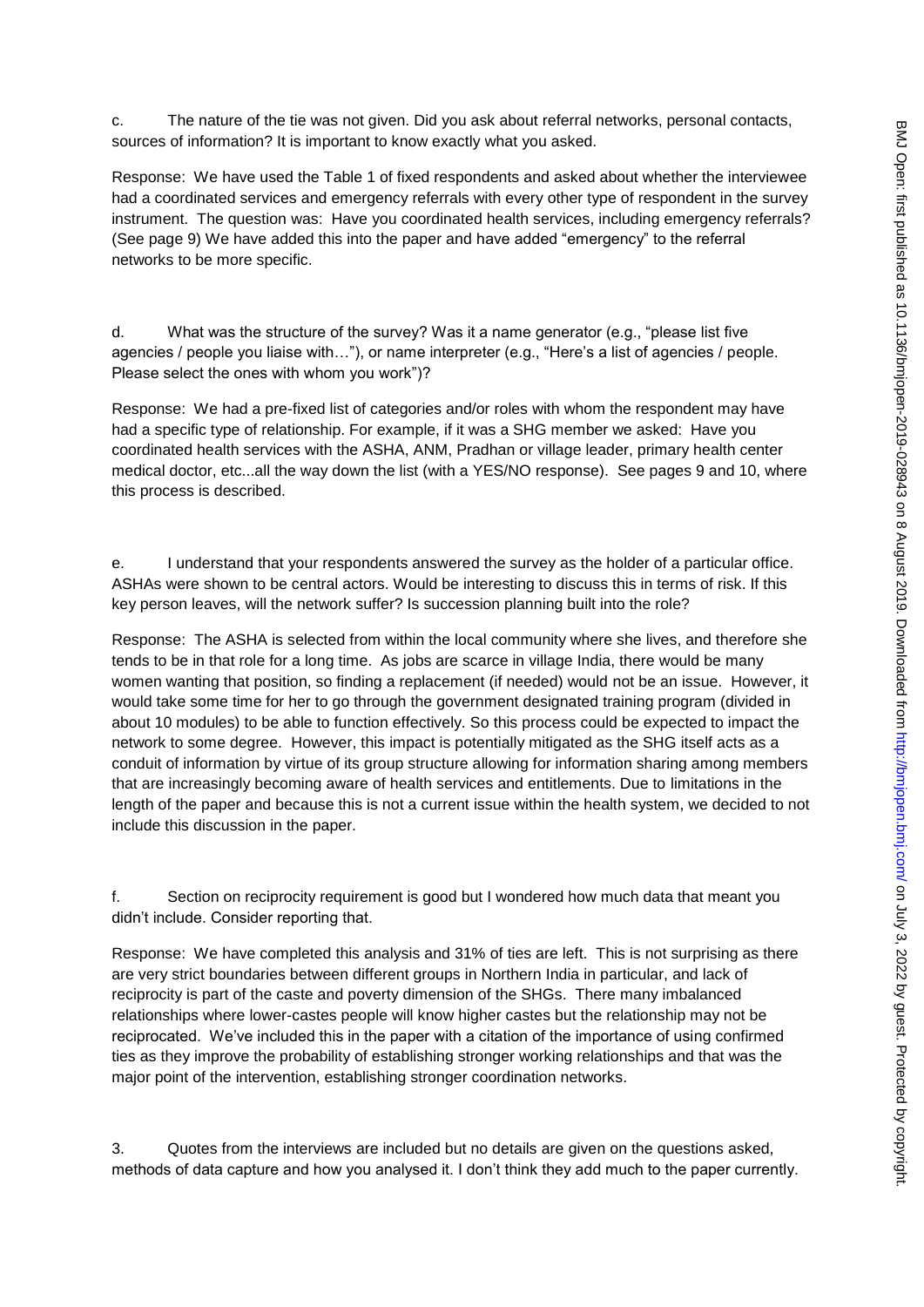c. The nature of the tie was not given. Did you ask about referral networks, personal contacts, sources of information? It is important to know exactly what you asked.

Response: We have used the Table 1 of fixed respondents and asked about whether the interviewee had a coordinated services and emergency referrals with every other type of respondent in the survey instrument. The question was: Have you coordinated health services, including emergency referrals? (See page 9) We have added this into the paper and have added "emergency" to the referral networks to be more specific.

d. What was the structure of the survey? Was it a name generator (e.g., "please list five agencies / people you liaise with…"), or name interpreter (e.g., "Here's a list of agencies / people. Please select the ones with whom you work")?

Response: We had a pre-fixed list of categories and/or roles with whom the respondent may have had a specific type of relationship. For example, if it was a SHG member we asked: Have you coordinated health services with the ASHA, ANM, Pradhan or village leader, primary health center medical doctor, etc...all the way down the list (with a YES/NO response). See pages 9 and 10, where this process is described.

e. I understand that your respondents answered the survey as the holder of a particular office. ASHAs were shown to be central actors. Would be interesting to discuss this in terms of risk. If this key person leaves, will the network suffer? Is succession planning built into the role?

Response: The ASHA is selected from within the local community where she lives, and therefore she tends to be in that role for a long time. As jobs are scarce in village India, there would be many women wanting that position, so finding a replacement (if needed) would not be an issue. However, it would take some time for her to go through the government designated training program (divided in about 10 modules) to be able to function effectively. So this process could be expected to impact the network to some degree. However, this impact is potentially mitigated as the SHG itself acts as a conduit of information by virtue of its group structure allowing for information sharing among members that are increasingly becoming aware of health services and entitlements. Due to limitations in the length of the paper and because this is not a current issue within the health system, we decided to not include this discussion in the paper.

f. Section on reciprocity requirement is good but I wondered how much data that meant you didn't include. Consider reporting that.

Response: We have completed this analysis and 31% of ties are left. This is not surprising as there are very strict boundaries between different groups in Northern India in particular, and lack of reciprocity is part of the caste and poverty dimension of the SHGs. There many imbalanced relationships where lower-castes people will know higher castes but the relationship may not be reciprocated. We've included this in the paper with a citation of the importance of using confirmed ties as they improve the probability of establishing stronger working relationships and that was the major point of the intervention, establishing stronger coordination networks.

3. Quotes from the interviews are included but no details are given on the questions asked, methods of data capture and how you analysed it. I don't think they add much to the paper currently.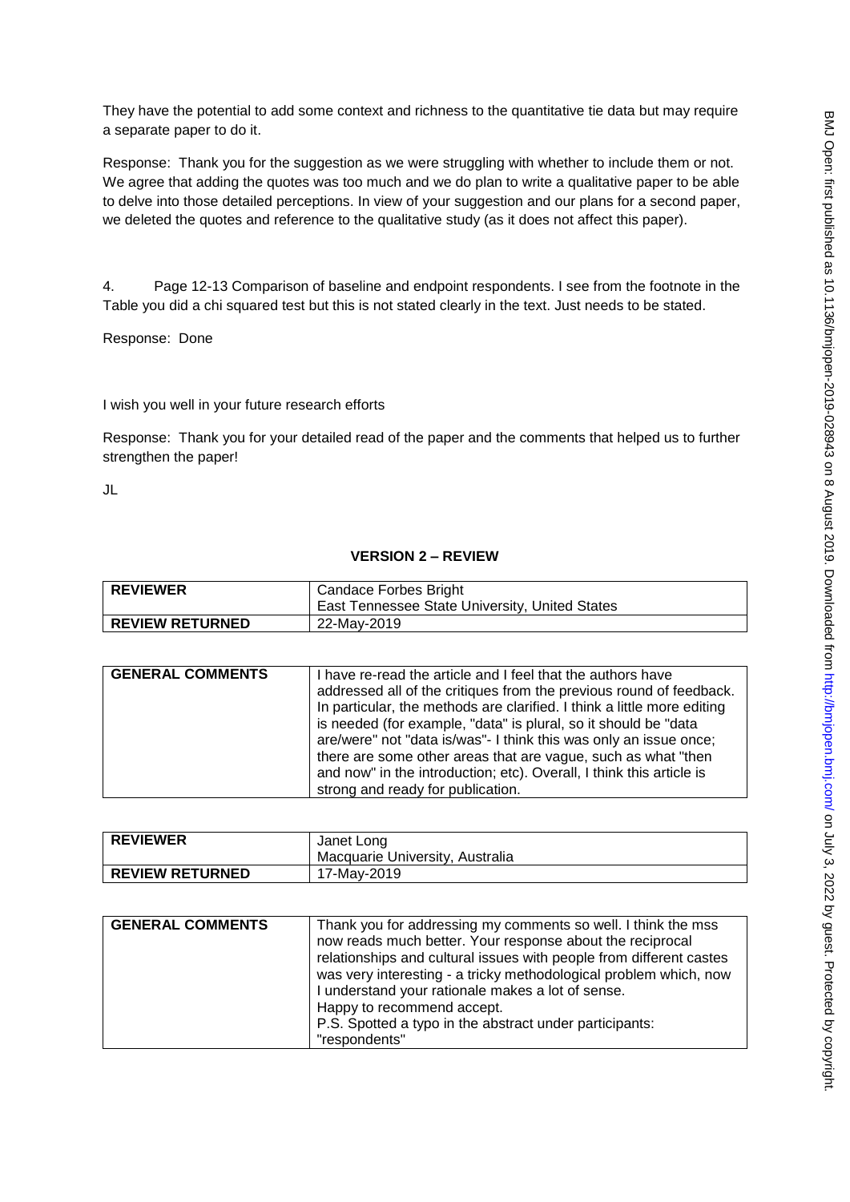They have the potential to add some context and richness to the quantitative tie data but may require a separate paper to do it.

Response: Thank you for the suggestion as we were struggling with whether to include them or not. We agree that adding the quotes was too much and we do plan to write a qualitative paper to be able to delve into those detailed perceptions. In view of your suggestion and our plans for a second paper, we deleted the quotes and reference to the qualitative study (as it does not affect this paper).

4. Page 12-13 Comparison of baseline and endpoint respondents. I see from the footnote in the Table you did a chi squared test but this is not stated clearly in the text. Just needs to be stated.

Response: Done

I wish you well in your future research efforts

Response: Thank you for your detailed read of the paper and the comments that helped us to further strengthen the paper!

JL

## VERSION 2 – REVIEW

| REVIEWER | Candace Forbes Bright<br>East Tennessee State University, United States |
|---|---|
| REVIEW RETURNED | 22-May-2019 |

| GENERAL COMMENTS | I have re-read the article and I feel that the authors have addressed all of the critiques from the previous round of feedback. In particular, the methods are clarified. I think a little more editing is needed (for example, "data" is plural, so it should be "data are/were" not "data is/was"- I think this was only an issue once; there are some other areas that are vague, such as what "then and now" in the introduction; etc). Overall, I think this article is strong and ready for publication. |
|---|---|

| REVIEWER | Janet Long<br>Macquarie University, Australia |
|---|---|
| REVIEW RETURNED | 17-May-2019 |

| GENERAL COMMENTS | Thank you for addressing my comments so well. I think the mss now reads much better. Your response about the reciprocal relationships and cultural issues with people from different castes was very interesting - a tricky methodological problem which, now I understand your rationale makes a lot of sense.<br>Happy to recommend accept.<br>P.S. Spotted a typo in the abstract under participants: "respondents" |
|---|---|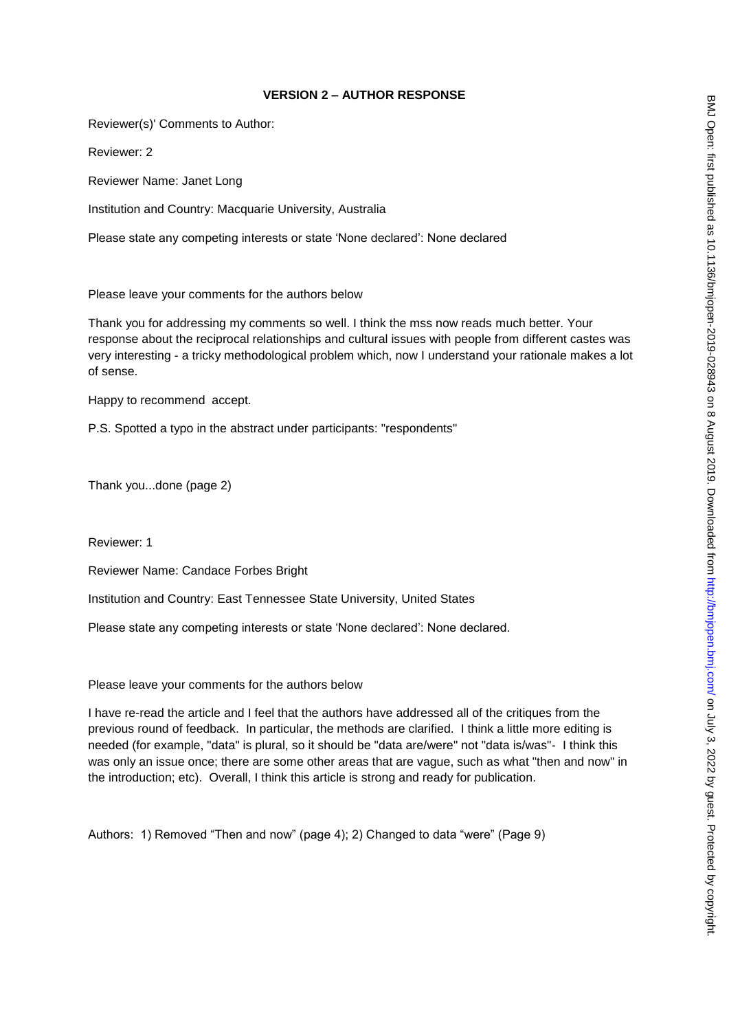**VERSION 2 – AUTHOR RESPONSE**

Reviewer(s)' Comments to Author:

Reviewer: 2

Reviewer Name: Janet Long

Institution and Country: Macquarie University, Australia

Please state any competing interests or state 'None declared': None declared

Please leave your comments for the authors below

Thank you for addressing my comments so well. I think the mss now reads much better. Your response about the reciprocal relationships and cultural issues with people from different castes was very interesting - a tricky methodological problem which, now I understand your rationale makes a lot of sense.

Happy to recommend accept.

P.S. Spotted a typo in the abstract under participants: "respondents"

Thank you...done (page 2)

Reviewer: 1

Reviewer Name: Candace Forbes Bright

Institution and Country: East Tennessee State University, United States

Please state any competing interests or state 'None declared': None declared.

Please leave your comments for the authors below

I have re-read the article and I feel that the authors have addressed all of the critiques from the previous round of feedback. In particular, the methods are clarified. I think a little more editing is needed (for example, "data" is plural, so it should be "data are/were" not "data is/was"- I think this was only an issue once; there are some other areas that are vague, such as what "then and now" in the introduction; etc). Overall, I think this article is strong and ready for publication.

Authors: 1) Removed "Then and now" (page 4); 2) Changed to data "were" (Page 9)